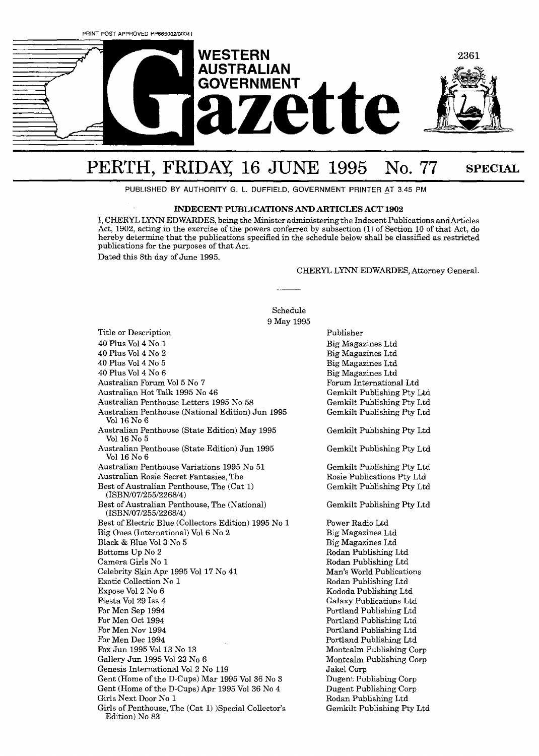PRINT POST APPROVED PP665002/00041

# WESTERN AUSTRALIAN GOVERNMENT Gazette

## PERTH, FRIDAY, 16 JUNE 1995 No. 77 SPECIAL

PUBLISHED BY AUTHORITY G. L. DUFFIELD, GOVERNMENT PRINTER AT 3.45 PM

### INDECENT PUBLICATIONS AND ARTICLES ACT 1902

I, CHERYL LYNN EDWARDES, being the Minister administering the Indecent Publications and Articles Act, 1902, acting in the exercise of the powers conferred by subsection (1) of Section 10 of that Act, do hereby determine that the publications specified in the schedule below shall be classified as restricted publications for the purposes of that Act.

Dated this 8th day of June 1995.

CHERYL LYNN EDWARDES, Attorney General.

---

Schedule
9 May 1995

| Title or Description | Publisher |
|---|---|
| 40 Plus Vol 4 No 1 | Big Magazines Ltd |
| 40 Plus Vol 4 No 2 | Big Magazines Ltd |
| 40 Plus Vol 4 No 5 | Big Magazines Ltd |
| 40 Plus Vol 4 No 6 | Big Magazines Ltd |
| Australian Forum Vol 5 No 7 | Forum International Ltd |
| Australian Hot Talk 1995 No 46 | Gemkilt Publishing Pty Ltd |
| Australian Penthouse Letters 1995 No 58 | Gemkilt Publishing Pty Ltd |
| Australian Penthouse (National Edition) Jun 1995 Vol 16 No 6 | Gemkilt Publishing Pty Ltd |
| Australian Penthouse (State Edition) May 1995 Vol 16 No 5 | Gemkilt Publishing Pty Ltd |
| Australian Penthouse (State Edition) Jun 1995 Vol 16 No 6 | Gemkilt Publishing Pty Ltd |
| Australian Penthouse Variations 1995 No 51 | Gemkilt Publishing Pty Ltd |
| Australian Rosie Secret Fantasies, The | Rosie Publications Pty Ltd |
| Best of Australian Penthouse, The (Cat 1) (ISBN/07/255/2268/4) | Gemkilt Publishing Pty Ltd |
| Best of Australian Penthouse, The (National) (ISBN/07/255/2268/4) | Gemkilt Publishing Pty Ltd |
| Best of Electric Blue (Collectors Edition) 1995 No 1 | Power Radio Ltd |
| Big Ones (International) Vol 6 No 2 | Big Magazines Ltd |
| Black & Blue Vol 3 No 5 | Big Magazines Ltd |
| Bottoms Up No 2 | Rodan Publishing Ltd |
| Camera Girls No 1 | Rodan Publishing Ltd |
| Celebrity Skin Apr 1995 Vol 17 No 41 | Man's World Publications |
| Exotic Collection No 1 | Rodan Publishing Ltd |
| Expose Vol 2 No 6 | Kododa Publishing Ltd |
| Fiesta Vol 29 Iss 4 | Galaxy Publications Ltd |
| For Men Sep 1994 | Portland Publishing Ltd |
| For Men Oct 1994 | Portland Publishing Ltd |
| For Men Nov 1994 | Portland Publishing Ltd |
| For Men Dec 1994 | Portland Publishing Ltd |
| Fox Jun 1995 Vol 13 No 13 | Montcalm Publishing Corp |
| Gallery Jun 1995 Vol 23 No 6 | Montcalm Publishing Corp |
| Genesis International Vol 2 No 119 | Jakel Corp |
| Gent (Home of the D-Cups) Mar 1995 Vol 36 No 3 | Dugent Publishing Corp |
| Gent (Home of the D-Cups) Apr 1995 Vol 36 No 4 | Dugent Publishing Corp |
| Girls Next Door No 1 | Rodan Publishing Ltd |
| Girls of Penthouse, The (Cat 1) )Special Collector's Edition) No 83 | Gemkilt Publishing Pty Ltd |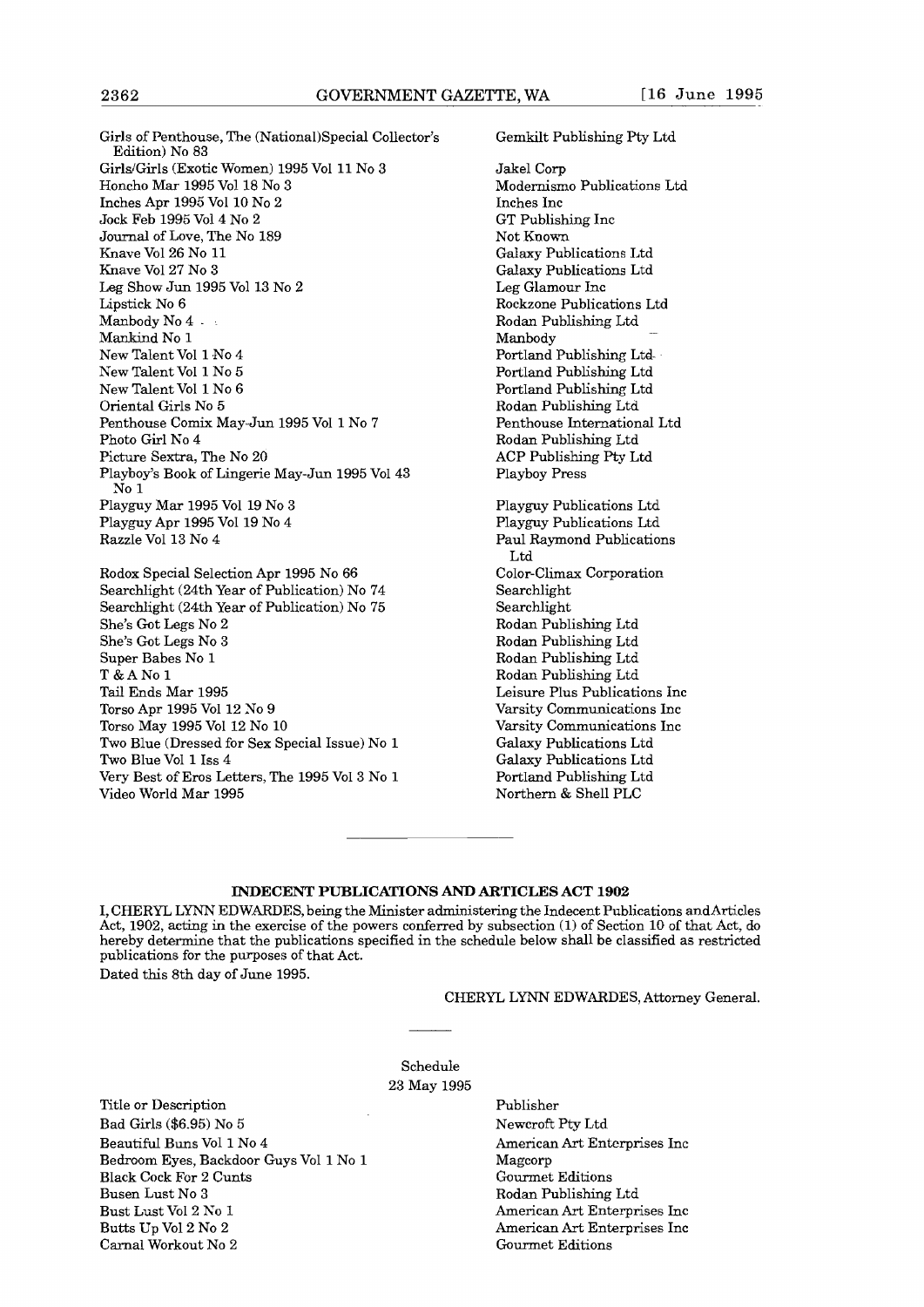| Title or Description | Publisher |
|---|---|
| Girls of Penthouse, The (National)Special Collector's Edition) No 83 | Gemkilt Publishing Pty Ltd |
| Girls/Girls (Exotic Women) 1995 Vol 11 No 3 | Jakel Corp |
| Honcho Mar 1995 Vol 18 No 3 | Modernismo Publications Ltd |
| Inches Apr 1995 Vol 10 No 2 | Inches Inc |
| Jock Feb 1995 Vol 4 No 2 | GT Publishing Inc |
| Journal of Love, The No 189 | Not Known |
| Knave Vol 26 No 11 | Galaxy Publications Ltd |
| Knave Vol 27 No 3 | Galaxy Publications Ltd |
| Leg Show Jun 1995 Vol 13 No 2 | Leg Glamour Inc |
| Lipstick No 6 | Rockzone Publications Ltd |
| Manbody No 4 | Rodan Publishing Ltd |
| Mankind No 1 | Manbody |
| New Talent Vol 1 No 4 | Portland Publishing Ltd |
| New Talent Vol 1 No 5 | Portland Publishing Ltd |
| New Talent Vol 1 No 6 | Portland Publishing Ltd |
| Oriental Girls No 5 | Rodan Publishing Ltd |
| Penthouse Comix May-Jun 1995 Vol 1 No 7 | Penthouse International Ltd |
| Photo Girl No 4 | Rodan Publishing Ltd |
| Picture Sextra, The No 20 | ACP Publishing Pty Ltd |
| Playboy's Book of Lingerie May-Jun 1995 Vol 43 No 1 | Playboy Press |
| Playguy Mar 1995 Vol 19 No 3 | Playguy Publications Ltd |
| Playguy Apr 1995 Vol 19 No 4 | Playguy Publications Ltd |
| Razzle Vol 13 No 4 | Paul Raymond Publications Ltd |
| Rodox Special Selection Apr 1995 No 66 | Color-Climax Corporation |
| Searchlight (24th Year of Publication) No 74 | Searchlight |
| Searchlight (24th Year of Publication) No 75 | Searchlight |
| She's Got Legs No 2 | Rodan Publishing Ltd |
| She's Got Legs No 3 | Rodan Publishing Ltd |
| Super Babes No 1 | Rodan Publishing Ltd |
| T & A No 1 | Rodan Publishing Ltd |
| Tail Ends Mar 1995 | Leisure Plus Publications Inc |
| Torso Apr 1995 Vol 12 No 9 | Varsity Communications Inc |
| Torso May 1995 Vol 12 No 10 | Varsity Communications Inc |
| Two Blue (Dressed for Sex Special Issue) No 1 | Galaxy Publications Ltd |
| Two Blue Vol 1 Iss 4 | Galaxy Publications Ltd |
| Very Best of Eros Letters, The 1995 Vol 3 No 1 | Portland Publishing Ltd |
| Video World Mar 1995 | Northern & Shell PLC |

---

## INDECENT PUBLICATIONS AND ARTICLES ACT 1902

I, CHERYL LYNN EDWARDES, being the Minister administering the Indecent Publications andArticles Act, 1902, acting in the exercise of the powers conferred by subsection (1) of Section 10 of that Act, do hereby determine that the publications specified in the schedule below shall be classified as restricted publications for the purposes of that Act.

Dated this 8th day of June 1995.

CHERYL LYNN EDWARDES, Attorney General.

---

Schedule

23 May 1995

| Title or Description | Publisher |
|---|---|
| Bad Girls ($6.95) No 5 | Newcroft Pty Ltd |
| Beautiful Buns Vol 1 No 4 | American Art Enterprises Inc |
| Bedroom Eyes, Backdoor Guys Vol 1 No 1 | Magcorp |
| Black Cock For 2 Cunts | Gourmet Editions |
| Busen Lust No 3 | Rodan Publishing Ltd |
| Bust Lust Vol 2 No 1 | American Art Enterprises Inc |
| Butts Up Vol 2 No 2 | American Art Enterprises Inc |
| Carnal Workout No 2 | Gourmet Editions |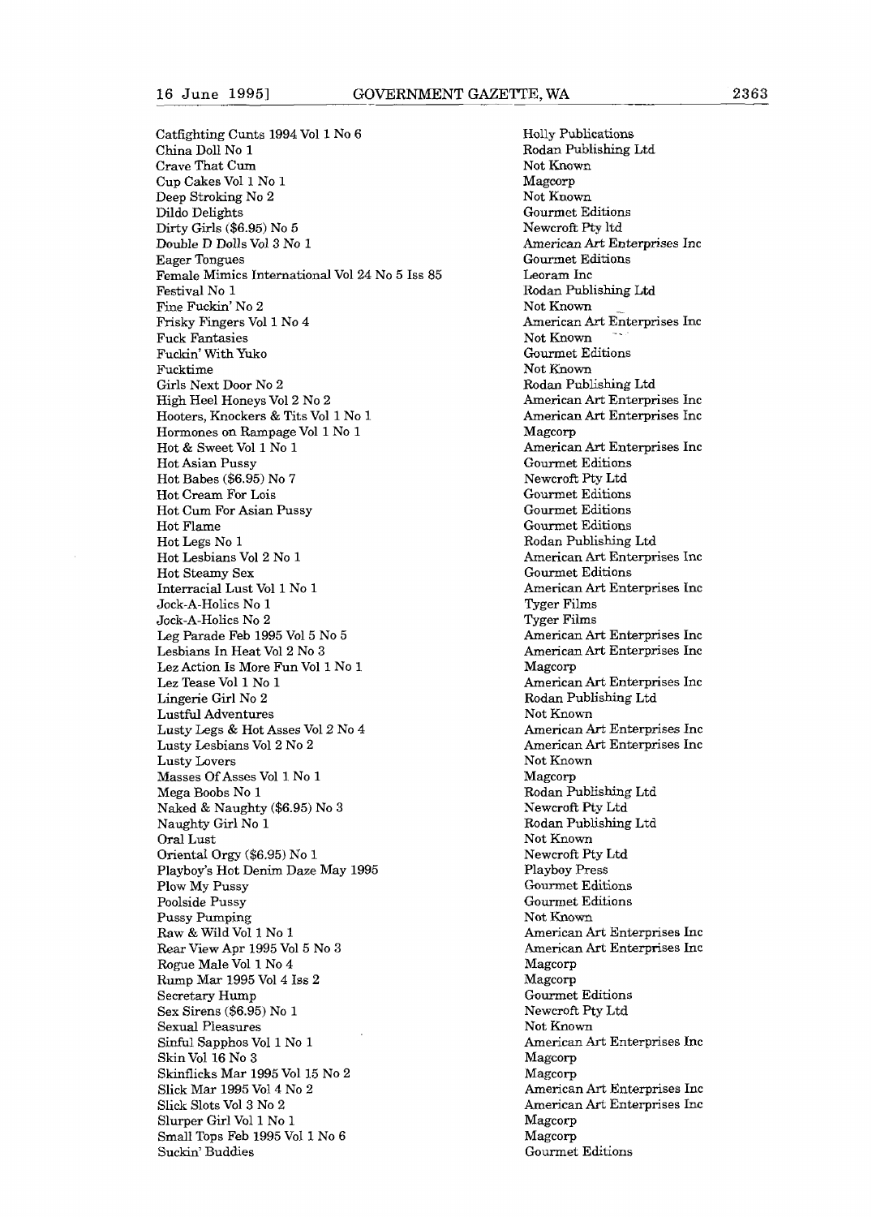| | |
|---|---|
| Catfighting Cunts 1994 Vol 1 No 6 | Holly Publications |
| China Doll No 1 | Rodan Publishing Ltd |
| Crave That Cum | Not Known |
| Cup Cakes Vol 1 No 1 | Magcorp |
| Deep Stroking No 2 | Not Known |
| Dildo Delights | Gourmet Editions |
| Dirty Girls ($6.95) No 5 | Newcroft Pty ltd |
| Double D Dolls Vol 3 No 1 | American Art Enterprises Inc |
| Eager Tongues | Gourmet Editions |
| Female Mimics International Vol 24 No 5 Iss 85 | Leoram Inc |
| Festival No 1 | Rodan Publishing Ltd |
| Fine Fuckin' No 2 | Not Known |
| Frisky Fingers Vol 1 No 4 | American Art Enterprises Inc |
| Fuck Fantasies | Not Known |
| Fuckin' With Yuko | Gourmet Editions |
| Fucktime | Not Known |
| Girls Next Door No 2 | Rodan Publishing Ltd |
| High Heel Honeys Vol 2 No 2 | American Art Enterprises Inc |
| Hooters, Knockers & Tits Vol 1 No 1 | American Art Enterprises Inc |
| Hormones on Rampage Vol 1 No 1 | Magcorp |
| Hot & Sweet Vol 1 No 1 | American Art Enterprises Inc |
| Hot Asian Pussy | Gourmet Editions |
| Hot Babes ($6.95) No 7 | Newcroft Pty Ltd |
| Hot Cream For Lois | Gourmet Editions |
| Hot Cum For Asian Pussy | Gourmet Editions |
| Hot Flame | Gourmet Editions |
| Hot Legs No 1 | Rodan Publishing Ltd |
| Hot Lesbians Vol 2 No 1 | American Art Enterprises Inc |
| Hot Steamy Sex | Gourmet Editions |
| Interracial Lust Vol 1 No 1 | American Art Enterprises Inc |
| Jock-A-Holics No 1 | Tyger Films |
| Jock-A-Holics No 2 | Tyger Films |
| Leg Parade Feb 1995 Vol 5 No 5 | American Art Enterprises Inc |
| Lesbians In Heat Vol 2 No 3 | American Art Enterprises Inc |
| Lez Action Is More Fun Vol 1 No 1 | Magcorp |
| Lez Tease Vol 1 No 1 | American Art Enterprises Inc |
| Lingerie Girl No 2 | Rodan Publishing Ltd |
| Lustful Adventures | Not Known |
| Lusty Legs & Hot Asses Vol 2 No 4 | American Art Enterprises Inc |
| Lusty Lesbians Vol 2 No 2 | American Art Enterprises Inc |
| Lusty Lovers | Not Known |
| Masses Of Asses Vol 1 No 1 | Magcorp |
| Mega Boobs No 1 | Rodan Publishing Ltd |
| Naked & Naughty ($6.95) No 3 | Newcroft Pty Ltd |
| Naughty Girl No 1 | Rodan Publishing Ltd |
| Oral Lust | Not Known |
| Oriental Orgy ($6.95) No 1 | Newcroft Pty Ltd |
| Playboy's Hot Denim Daze May 1995 | Playboy Press |
| Plow My Pussy | Gourmet Editions |
| Poolside Pussy | Gourmet Editions |
| Pussy Pumping | Not Known |
| Raw & Wild Vol 1 No 1 | American Art Enterprises Inc |
| Rear View Apr 1995 Vol 5 No 3 | American Art Enterprises Inc |
| Rogue Male Vol 1 No 4 | Magcorp |
| Rump Mar 1995 Vol 4 Iss 2 | Magcorp |
| Secretary Hump | Gourmet Editions |
| Sex Sirens ($6.95) No 1 | Newcroft Pty Ltd |
| Sexual Pleasures | Not Known |
| Sinful Sapphos Vol 1 No 1 | American Art Enterprises Inc |
| Skin Vol 16 No 3 | Magcorp |
| Skinflicks Mar 1995 Vol 15 No 2 | Magcorp |
| Slick Mar 1995 Vol 4 No 2 | American Art Enterprises Inc |
| Slick Slots Vol 3 No 2 | American Art Enterprises Inc |
| Slurper Girl Vol 1 No 1 | Magcorp |
| Small Tops Feb 1995 Vol 1 No 6 | Magcorp |
| Suckin' Buddies | Gourmet Editions |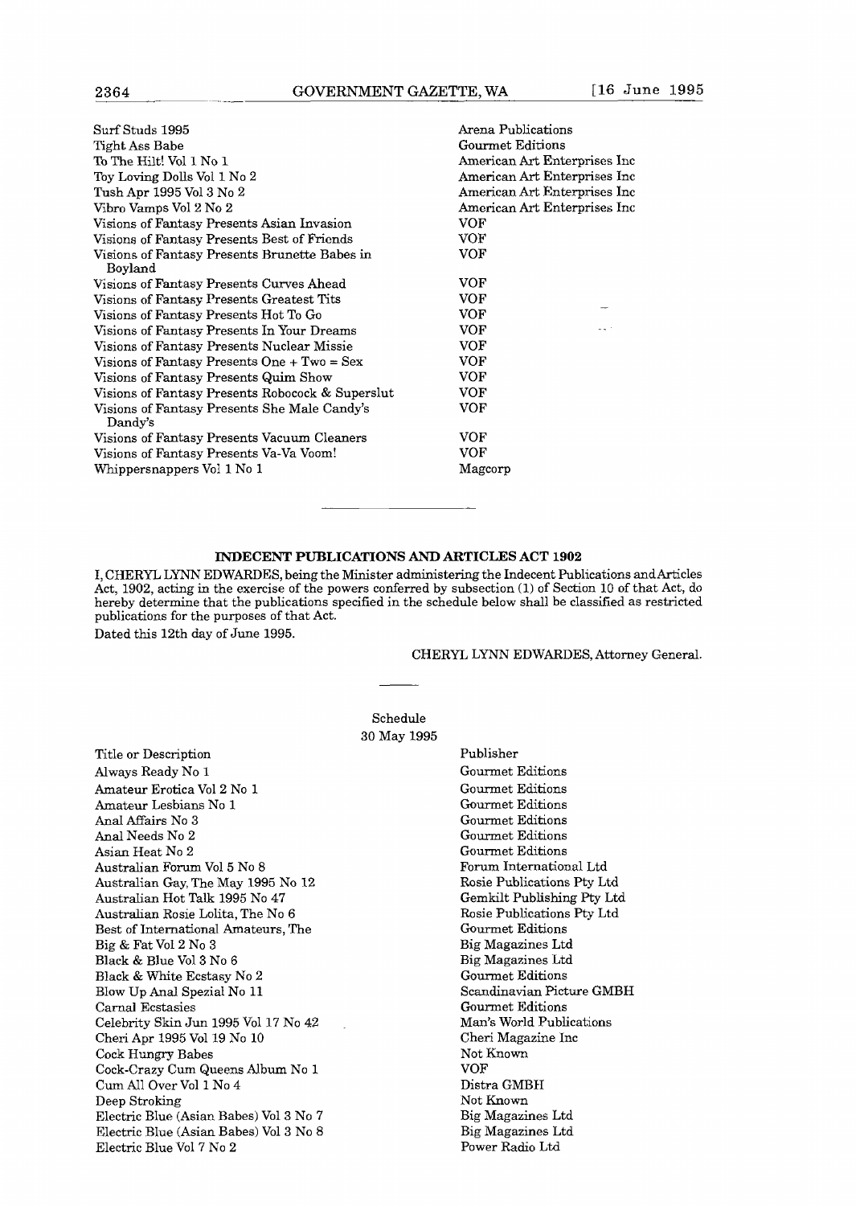| | |
|---|---|
| Surf Studs 1995 | Arena Publications |
| Tight Ass Babe | Gourmet Editions |
| To The Hilt! Vol 1 No 1 | American Art Enterprises Inc |
| Toy Loving Dolls Vol 1 No 2 | American Art Enterprises Inc |
| Tush Apr 1995 Vol 3 No 2 | American Art Enterprises Inc |
| Vibro Vamps Vol 2 No 2 | American Art Enterprises Inc |
| Visions of Fantasy Presents Asian Invasion | VOF |
| Visions of Fantasy Presents Best of Friends | VOF |
| Visions of Fantasy Presents Brunette Babes in Boyland | VOF |
| Visions of Fantasy Presents Curves Ahead | VOF |
| Visions of Fantasy Presents Greatest Tits | VOF |
| Visions of Fantasy Presents Hot To Go | VOF |
| Visions of Fantasy Presents In Your Dreams | VOF |
| Visions of Fantasy Presents Nuclear Missie | VOF |
| Visions of Fantasy Presents One + Two = Sex | VOF |
| Visions of Fantasy Presents Quim Show | VOF |
| Visions of Fantasy Presents Robocock & Superslut | VOF |
| Visions of Fantasy Presents She Male Candy's Dandy's | VOF |
| Visions of Fantasy Presents Vacuum Cleaners | VOF |
| Visions of Fantasy Presents Va-Va Voom! | VOF |
| Whippersnappers Vol 1 No 1 | Magcorp |

---

## INDECENT PUBLICATIONS AND ARTICLES ACT 1902

I, CHERYL LYNN EDWARDES, being the Minister administering the Indecent Publications and Articles Act, 1902, acting in the exercise of the powers conferred by subsection (1) of Section 10 of that Act, do hereby determine that the publications specified in the schedule below shall be classified as restricted publications for the purposes of that Act.

Dated this 12th day of June 1995.

CHERYL LYNN EDWARDES, Attorney General.

---

Schedule

30 May 1995

| Title or Description | Publisher |
|---|---|
| Always Ready No 1 | Gourmet Editions |
| Amateur Erotica Vol 2 No 1 | Gourmet Editions |
| Amateur Lesbians No 1 | Gourmet Editions |
| Anal Affairs No 3 | Gourmet Editions |
| Anal Needs No 2 | Gourmet Editions |
| Asian Heat No 2 | Gourmet Editions |
| Australian Forum Vol 5 No 8 | Forum International Ltd |
| Australian Gay, The May 1995 No 12 | Rosie Publications Pty Ltd |
| Australian Hot Talk 1995 No 47 | Gemkilt Publishing Pty Ltd |
| Australian Rosie Lolita, The No 6 | Rosie Publications Pty Ltd |
| Best of International Amateurs, The | Gourmet Editions |
| Big & Fat Vol 2 No 3 | Big Magazines Ltd |
| Black & Blue Vol 3 No 6 | Big Magazines Ltd |
| Black & White Ecstasy No 2 | Gourmet Editions |
| Blow Up Anal Spezial No 11 | Scandinavian Picture GMBH |
| Carnal Ecstasies | Gourmet Editions |
| Celebrity Skin Jun 1995 Vol 17 No 42 | Man's World Publications |
| Cheri Apr 1995 Vol 19 No 10 | Cheri Magazine Inc |
| Cock Hungry Babes | Not Known |
| Cock-Crazy Cum Queens Album No 1 | VOF |
| Cum All Over Vol 1 No 4 | Distra GMBH |
| Deep Stroking | Not Known |
| Electric Blue (Asian Babes) Vol 3 No 7 | Big Magazines Ltd |
| Electric Blue (Asian Babes) Vol 3 No 8 | Big Magazines Ltd |
| Electric Blue Vol 7 No 2 | Power Radio Ltd |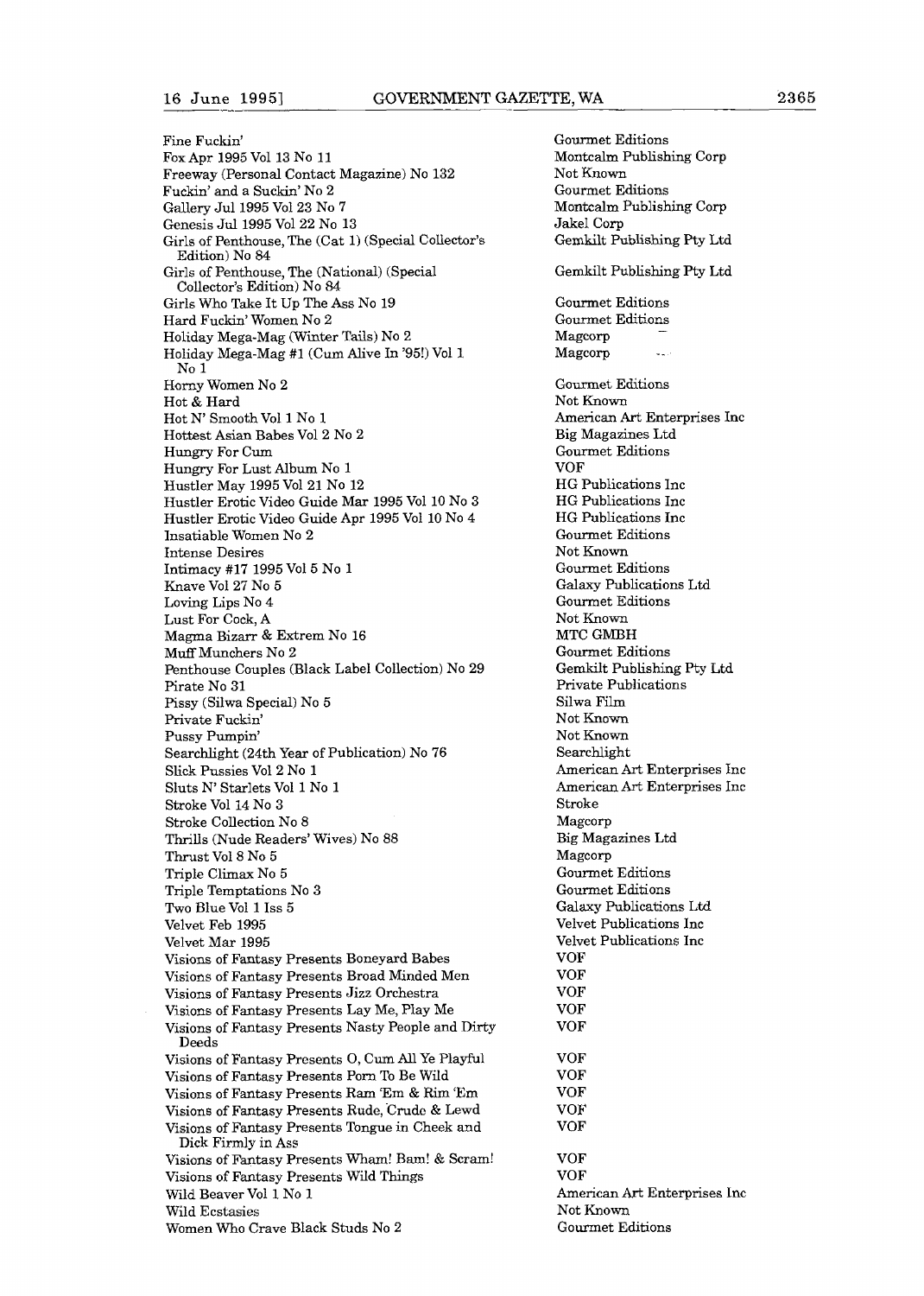| | |
|---|---|
| Fine Fuckin' | Gourmet Editions |
| Fox Apr 1995 Vol 13 No 11 | Montcalm Publishing Corp |
| Freeway (Personal Contact Magazine) No 132 | Not Known |
| Fuckin' and a Suckin' No 2 | Gourmet Editions |
| Gallery Jul 1995 Vol 23 No 7 | Montcalm Publishing Corp |
| Genesis Jul 1995 Vol 22 No 13 | Jakel Corp |
| Girls of Penthouse, The (Cat 1) (Special Collector's Edition) No 84 | Gemkilt Publishing Pty Ltd |
| Girls of Penthouse, The (National) (Special Collector's Edition) No 84 | Gemkilt Publishing Pty Ltd |
| Girls Who Take It Up The Ass No 19 | Gourmet Editions |
| Hard Fuckin' Women No 2 | Gourmet Editions |
| Holiday Mega-Mag (Winter Tails) No 2 | Magcorp |
| Holiday Mega-Mag #1 (Cum Alive In '95!) Vol 1 No 1 | Magcorp |
| Horny Women No 2 | Gourmet Editions |
| Hot & Hard | Not Known |
| Hot N' Smooth Vol 1 No 1 | American Art Enterprises Inc |
| Hottest Asian Babes Vol 2 No 2 | Big Magazines Ltd |
| Hungry For Cum | Gourmet Editions |
| Hungry For Lust Album No 1 | VOF |
| Hustler May 1995 Vol 21 No 12 | HG Publications Inc |
| Hustler Erotic Video Guide Mar 1995 Vol 10 No 3 | HG Publications Inc |
| Hustler Erotic Video Guide Apr 1995 Vol 10 No 4 | HG Publications Inc |
| Insatiable Women No 2 | Gourmet Editions |
| Intense Desires | Not Known |
| Intimacy #17 1995 Vol 5 No 1 | Gourmet Editions |
| Knave Vol 27 No 5 | Galaxy Publications Ltd |
| Loving Lips No 4 | Gourmet Editions |
| Lust For Cock, A | Not Known |
| Magma Bizarr & Extrem No 16 | MTC GMBH |
| Muff Munchers No 2 | Gourmet Editions |
| Penthouse Couples (Black Label Collection) No 29 | Gemkilt Publishing Pty Ltd |
| Pirate No 31 | Private Publications |
| Pissy (Silwa Special) No 5 | Silwa Film |
| Private Fuckin' | Not Known |
| Pussy Pumpin' | Not Known |
| Searchlight (24th Year of Publication) No 76 | Searchlight |
| Slick Pussies Vol 2 No 1 | American Art Enterprises Inc |
| Sluts N' Starlets Vol 1 No 1 | American Art Enterprises Inc |
| Stroke Vol 14 No 3 | Stroke |
| Stroke Collection No 8 | Magcorp |
| Thrills (Nude Readers' Wives) No 88 | Big Magazines Ltd |
| Thrust Vol 8 No 5 | Magcorp |
| Triple Climax No 5 | Gourmet Editions |
| Triple Temptations No 3 | Gourmet Editions |
| Two Blue Vol 1 Iss 5 | Galaxy Publications Ltd |
| Velvet Feb 1995 | Velvet Publications Inc |
| Velvet Mar 1995 | Velvet Publications Inc |
| Visions of Fantasy Presents Boneyard Babes | VOF |
| Visions of Fantasy Presents Broad Minded Men | VOF |
| Visions of Fantasy Presents Jizz Orchestra | VOF |
| Visions of Fantasy Presents Lay Me, Play Me | VOF |
| Visions of Fantasy Presents Nasty People and Dirty Deeds | VOF |
| Visions of Fantasy Presents O, Cum All Ye Playful | VOF |
| Visions of Fantasy Presents Porn To Be Wild | VOF |
| Visions of Fantasy Presents Ram 'Em & Rim 'Em | VOF |
| Visions of Fantasy Presents Rude, Crude & Lewd | VOF |
| Visions of Fantasy Presents Tongue in Cheek and Dick Firmly in Ass | VOF |
| Visions of Fantasy Presents Wham! Bam! & Scram! | VOF |
| Visions of Fantasy Presents Wild Things | VOF |
| Wild Beaver Vol 1 No 1 | American Art Enterprises Inc |
| Wild Ecstasies | Not Known |
| Women Who Crave Black Studs No 2 | Gourmet Editions |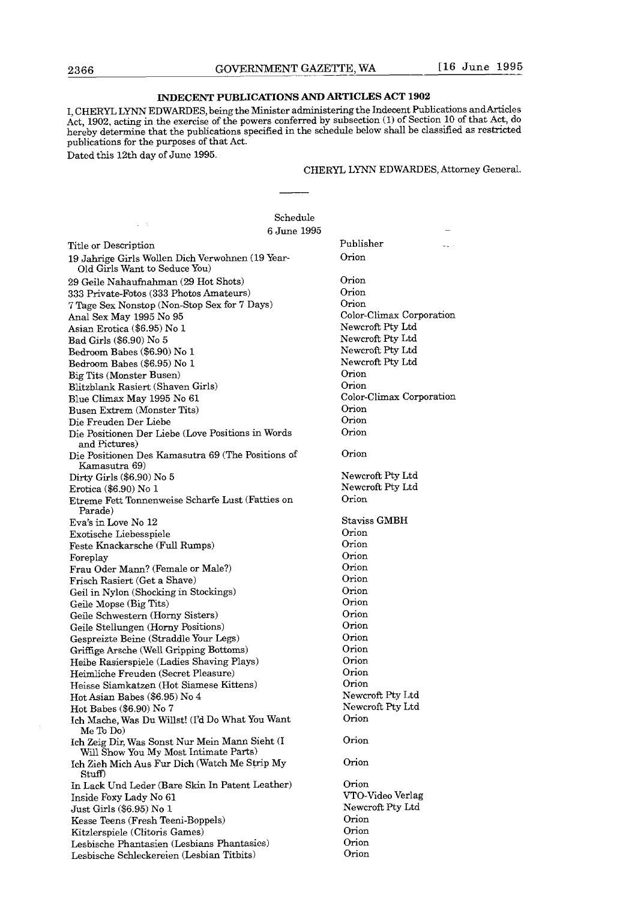## INDECENT PUBLICATIONS AND ARTICLES ACT 1902

I, CHERYL LYNN EDWARDES, being the Minister administering the Indecent Publications and Articles Act, 1902, acting in the exercise of the powers conferred by subsection (1) of Section 10 of that Act, do hereby determine that the publications specified in the schedule below shall be classified as restricted publications for the purposes of that Act.

Dated this 12th day of June 1995.

CHERYL LYNN EDWARDES, Attorney General.

---

Schedule

6 June 1995

| Title or Description | Publisher |
|---|---|
| 19 Jahrige Girls Wollen Dich Verwohnen (19 Year-Old Girls Want to Seduce You) | Orion |
| 29 Geile Nahaufnahman (29 Hot Shots) | Orion |
| 333 Private-Fotos (333 Photos Amateurs) | Orion |
| 7 Tage Sex Nonstop (Non-Stop Sex for 7 Days) | Orion |
| Anal Sex May 1995 No 95 | Color-Climax Corporation |
| Asian Erotica ($6.95) No 1 | Newcroft Pty Ltd |
| Bad Girls ($6.90) No 5 | Newcroft Pty Ltd |
| Bedroom Babes ($6.90) No 1 | Newcroft Pty Ltd |
| Bedroom Babes ($6.95) No 1 | Newcroft Pty Ltd |
| Big Tits (Monster Busen) | Orion |
| Blitzblank Rasiert (Shaven Girls) | Orion |
| Blue Climax May 1995 No 61 | Color-Climax Corporation |
| Busen Extrem (Monster Tits) | Orion |
| Die Freuden Der Liebe | Orion |
| Die Positionen Der Liebe (Love Positions in Words and Pictures) | Orion |
| Die Positionen Des Kamasutra 69 (The Positions of Kamasutra 69) | Orion |
| Dirty Girls ($6.90) No 5 | Newcroft Pty Ltd |
| Erotica ($6.90) No 1 | Newcroft Pty Ltd |
| Etreme Fett Tonnenweise Scharfe Lust (Fatties on Parade) | Orion |
| Eva's in Love No 12 | Staviss GMBH |
| Exotische Liebesspiele | Orion |
| Feste Knackarsche (Full Rumps) | Orion |
| Foreplay | Orion |
| Frau Oder Mann? (Female or Male?) | Orion |
| Frisch Rasiert (Get a Shave) | Orion |
| Geil in Nylon (Shocking in Stockings) | Orion |
| Geile Mopse (Big Tits) | Orion |
| Geile Schwestern (Horny Sisters) | Orion |
| Geile Stellungen (Horny Positions) | Orion |
| Gespreizte Beine (Straddle Your Legs) | Orion |
| Griffige Arsche (Well Gripping Bottoms) | Orion |
| Heibe Rasierspiele (Ladies Shaving Plays) | Orion |
| Heimliche Freuden (Secret Pleasure) | Orion |
| Heisse Siamkatzen (Hot Siamese Kittens) | Orion |
| Hot Asian Babes ($6.95) No 4 | Newcroft Pty Ltd |
| Hot Babes ($6.90) No 7 | Newcroft Pty Ltd |
| Ich Mache, Was Du Willst! (I'd Do What You Want Me To Do) | Orion |
| Ich Zeig Dir, Was Sonst Nur Mein Mann Sieht (I Will Show You My Most Intimate Parts) | Orion |
| Ich Zieh Mich Aus Fur Dich (Watch Me Strip My Stuff) | Orion |
| In Lack Und Leder (Bare Skin In Patent Leather) | Orion |
| Inside Foxy Lady No 61 | VTO-Video Verlag |
| Just Girls ($6.95) No 1 | Newcroft Pty Ltd |
| Kesse Teens (Fresh Teeni-Boppels) | Orion |
| Kitzlerspiele (Clitoris Games) | Orion |
| Lesbische Phantasien (Lesbians Phantasies) | Orion |
| Lesbische Schleckereien (Lesbian Titbits) | Orion |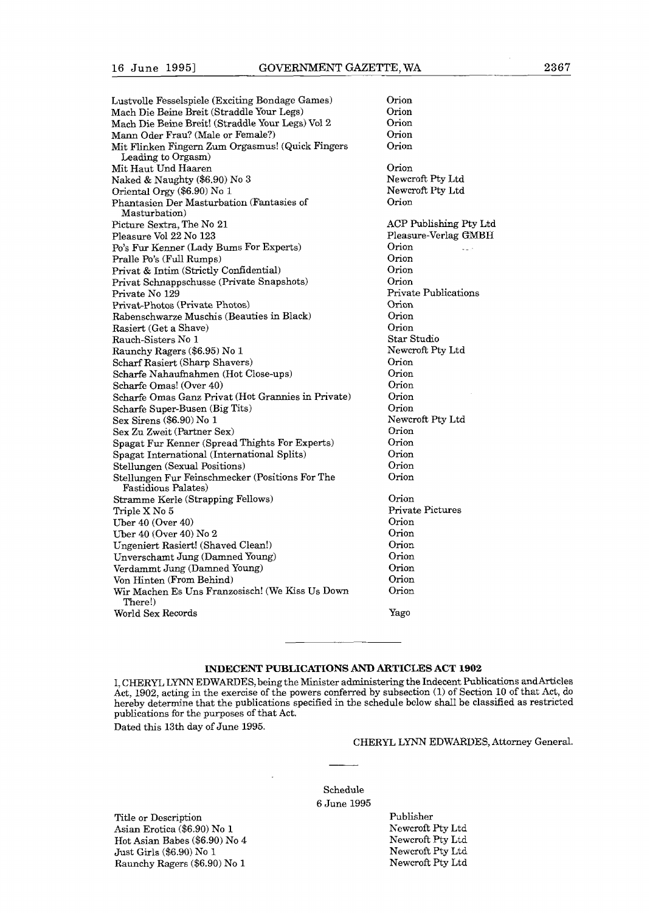| | |
|---|---|
| Lustvolle Fesselspiele (Exciting Bondage Games) | Orion |
| Mach Die Beine Breit (Straddle Your Legs) | Orion |
| Mach Die Beine Breit! (Straddle Your Legs) Vol 2 | Orion |
| Mann Oder Frau? (Male or Female?) | Orion |
| Mit Flinken Fingern Zum Orgasmus! (Quick Fingers Leading to Orgasm) | Orion |
| Mit Haut Und Haaren | Orion |
| Naked & Naughty ($6.90) No 3 | Newcroft Pty Ltd |
| Oriental Orgy ($6.90) No 1 | Newcroft Pty Ltd |
| Phantasien Der Masturbation (Fantasies of Masturbation) | Orion |
| Picture Sextra, The No 21 | ACP Publishing Pty Ltd |
| Pleasure Vol 22 No 123 | Pleasure-Verlag GMBH |
| Po's Fur Kenner (Lady Bums For Experts) | Orion |
| Pralle Po's (Full Rumps) | Orion |
| Privat & Intim (Strictly Confidential) | Orion |
| Privat Schnappschusse (Private Snapshots) | Orion |
| Private No 129 | Private Publications |
| Privat-Photos (Private Photos) | Orion |
| Rabenschwarze Muschis (Beauties in Black) | Orion |
| Rasiert (Get a Shave) | Orion |
| Rauch-Sisters No 1 | Star Studio |
| Raunchy Ragers ($6.95) No 1 | Newcroft Pty Ltd |
| Scharf Rasiert (Sharp Shavers) | Orion |
| Scharfe Nahaufnahmen (Hot Close-ups) | Orion |
| Scharfe Omas! (Over 40) | Orion |
| Scharfe Omas Ganz Privat (Hot Grannies in Private) | Orion |
| Scharfe Super-Busen (Big Tits) | Orion |
| Sex Sirens ($6.90) No 1 | Newcroft Pty Ltd |
| Sex Zu Zweit (Partner Sex) | Orion |
| Spagat Fur Kenner (Spread Thights For Experts) | Orion |
| Spagat International (International Splits) | Orion |
| Stellungen (Sexual Positions) | Orion |
| Stellungen Fur Feinschmecker (Positions For The Fastidious Palates) | Orion |
| Stramme Kerle (Strapping Fellows) | Orion |
| Triple X No 5 | Private Pictures |
| Uber 40 (Over 40) | Orion |
| Uber 40 (Over 40) No 2 | Orion |
| Ungeniert Rasiert! (Shaved Clean!) | Orion |
| Unverschamt Jung (Damned Young) | Orion |
| Verdammt Jung (Damned Young) | Orion |
| Von Hinten (From Behind) | Orion |
| Wir Machen Es Uns Franzosisch! (We Kiss Us Down There!) | Orion |
| World Sex Records | Yago |

---

## INDECENT PUBLICATIONS AND ARTICLES ACT 1902

I, CHERYL LYNN EDWARDES, being the Minister administering the Indecent Publications and Articles Act, 1902, acting in the exercise of the powers conferred by subsection (1) of Section 10 of that Act, do hereby determine that the publications specified in the schedule below shall be classified as restricted publications for the purposes of that Act.

Dated this 13th day of June 1995.

CHERYL LYNN EDWARDES, Attorney General.

---

Schedule
6 June 1995

| Title or Description | Publisher |
|---|---|
| Asian Erotica ($6.90) No 1 | Newcroft Pty Ltd |
| Hot Asian Babes ($6.90) No 4 | Newcroft Pty Ltd |
| Just Girls ($6.90) No 1 | Newcroft Pty Ltd |
| Raunchy Ragers ($6.90) No 1 | Newcroft Pty Ltd |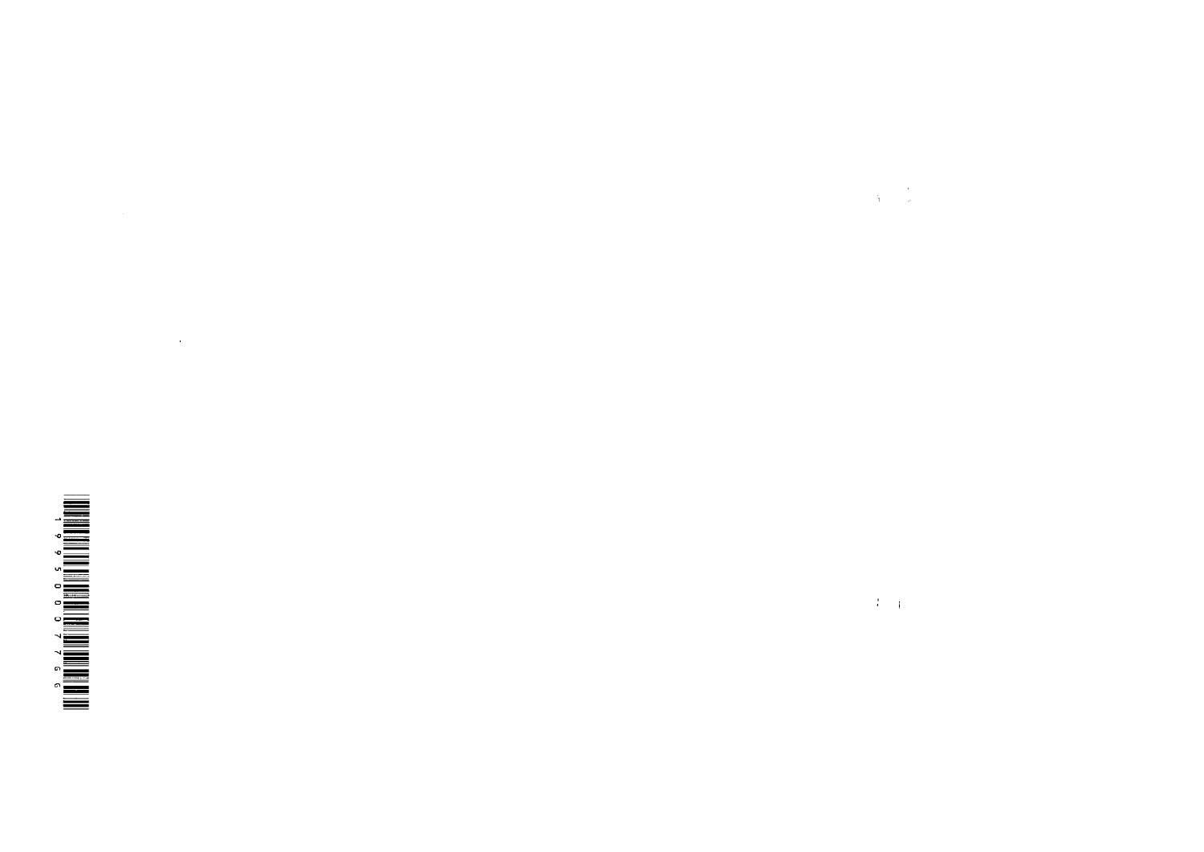19950007766